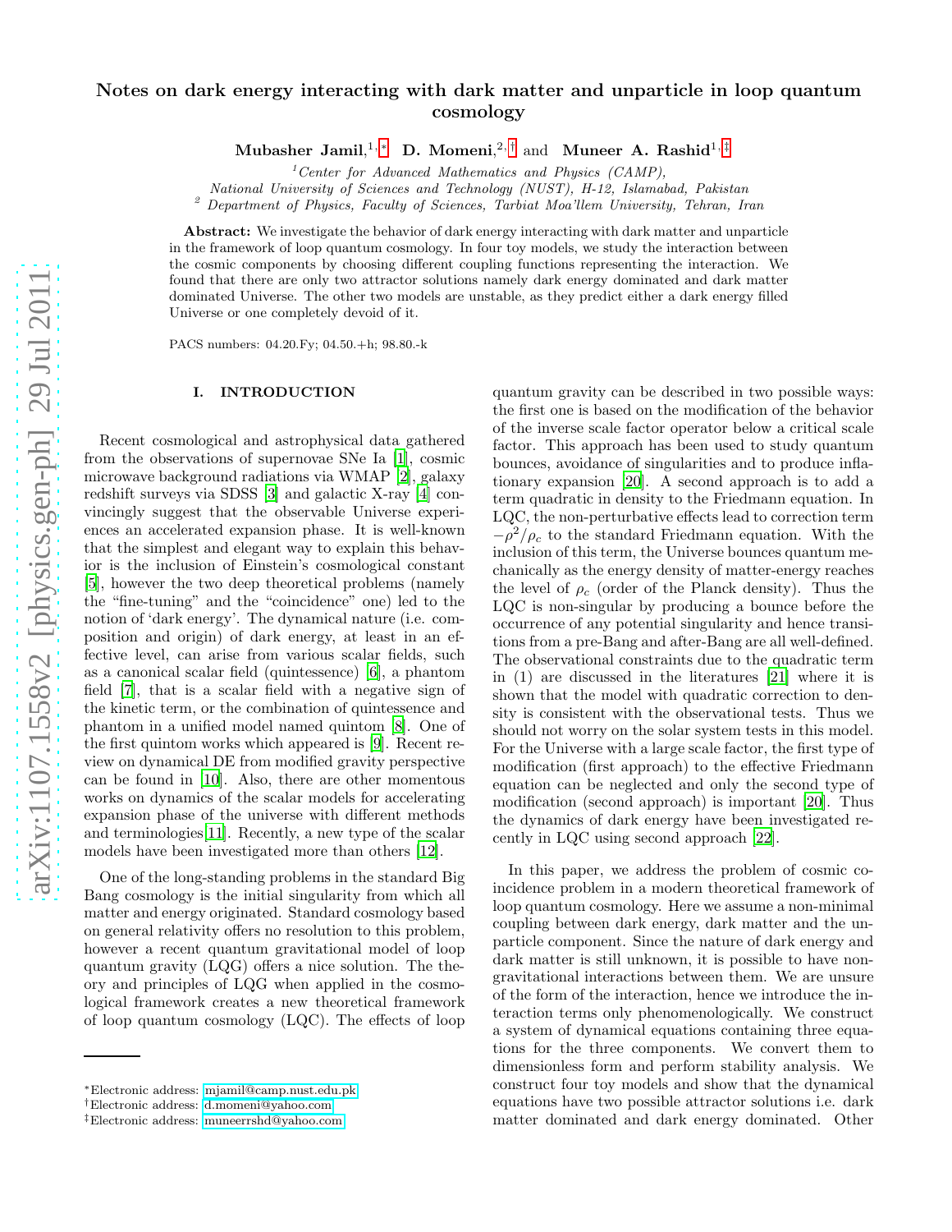# Notes on dark energy interacting with dark matter and unparticle in loop quantum cosmology

**Mubasher Jamil,**[1,*] **D. Momeni,**[2,†] and **Muneer A. Rashid**[1,‡]

[1] *Center for Advanced Mathematics and Physics (CAMP), National University of Sciences and Technology (NUST), H-12, Islamabad, Pakistan*

[2] *Department of Physics, Faculty of Sciences, Tarbiat Moa'llem University, Tehran, Iran*

**Abstract:** We investigate the behavior of dark energy interacting with dark matter and unparticle in the framework of loop quantum cosmology. In four toy models, we study the interaction between the cosmic components by choosing different coupling functions representing the interaction. We found that there are only two attractor solutions namely dark energy dominated and dark matter dominated Universe. The other two models are unstable, as they predict either a dark energy filled Universe or one completely devoid of it.

PACS numbers: 04.20.Fy; 04.50.+h; 98.80.-k

## I. INTRODUCTION

Recent cosmological and astrophysical data gathered from the observations of supernovae SNe Ia [1], cosmic microwave background radiations via WMAP [2], galaxy redshift surveys via SDSS [3] and galactic X-ray [4] convincingly suggest that the observable Universe experiences an accelerated expansion phase. It is well-known that the simplest and elegant way to explain this behavior is the inclusion of Einstein's cosmological constant [5], however the two deep theoretical problems (namely the "fine-tuning" and the "coincidence" one) led to the notion of 'dark energy'. The dynamical nature (i.e. composition and origin) of dark energy, at least in an effective level, can arise from various scalar fields, such as a canonical scalar field (quintessence) [6], a phantom field [7], that is a scalar field with a negative sign of the kinetic term, or the combination of quintessence and phantom in a unified model named quintom [8]. One of the first quintom works which appeared is [9]. Recent review on dynamical DE from modified gravity perspective can be found in [10]. Also, there are other momentous works on dynamics of the scalar models for accelerating expansion phase of the universe with different methods and terminologies[11]. Recently, a new type of the scalar models have been investigated more than others [12].

One of the long-standing problems in the standard Big Bang cosmology is the initial singularity from which all matter and energy originated. Standard cosmology based on general relativity offers no resolution to this problem, however a recent quantum gravitational model of loop quantum gravity (LQG) offers a nice solution. The theory and principles of LQG when applied in the cosmological framework creates a new theoretical framework of loop quantum cosmology (LQC). The effects of loop quantum gravity can be described in two possible ways: the first one is based on the modification of the behavior of the inverse scale factor operator below a critical scale factor. This approach has been used to study quantum bounces, avoidance of singularities and to produce inflationary expansion [20]. A second approach is to add a term quadratic in density to the Friedmann equation. In LQC, the non-perturbative effects lead to correction term $-\rho^2/\rho_c$ to the standard Friedmann equation. With the inclusion of this term, the Universe bounces quantum mechanically as the energy density of matter-energy reaches the level of $\rho_c$ (order of the Planck density). Thus the LQC is non-singular by producing a bounce before the occurrence of any potential singularity and hence transitions from a pre-Bang and after-Bang are all well-defined. The observational constraints due to the quadratic term in (1) are discussed in the literatures [21] where it is shown that the model with quadratic correction to density is consistent with the observational tests. Thus we should not worry on the solar system tests in this model. For the Universe with a large scale factor, the first type of modification (first approach) to the effective Friedmann equation can be neglected and only the second type of modification (second approach) is important [20]. Thus the dynamics of dark energy have been investigated recently in LQC using second approach [22].

In this paper, we address the problem of cosmic coincidence problem in a modern theoretical framework of loop quantum cosmology. Here we assume a non-minimal coupling between dark energy, dark matter and the unparticle component. Since the nature of dark energy and dark matter is still unknown, it is possible to have non-gravitational interactions between them. We are unsure of the form of the interaction, hence we introduce the interaction terms only phenomenologically. We construct a system of dynamical equations containing three equations for the three components. We convert them to dimensionless form and perform stability analysis. We construct four toy models and show that the dynamical equations have two possible attractor solutions i.e. dark matter dominated and dark energy dominated. Other

---

*Electronic address: mjamil@camp.nust.edu.pk
†Electronic address: d.momeni@yahoo.com
‡Electronic address: muneerrshd@yahoo.com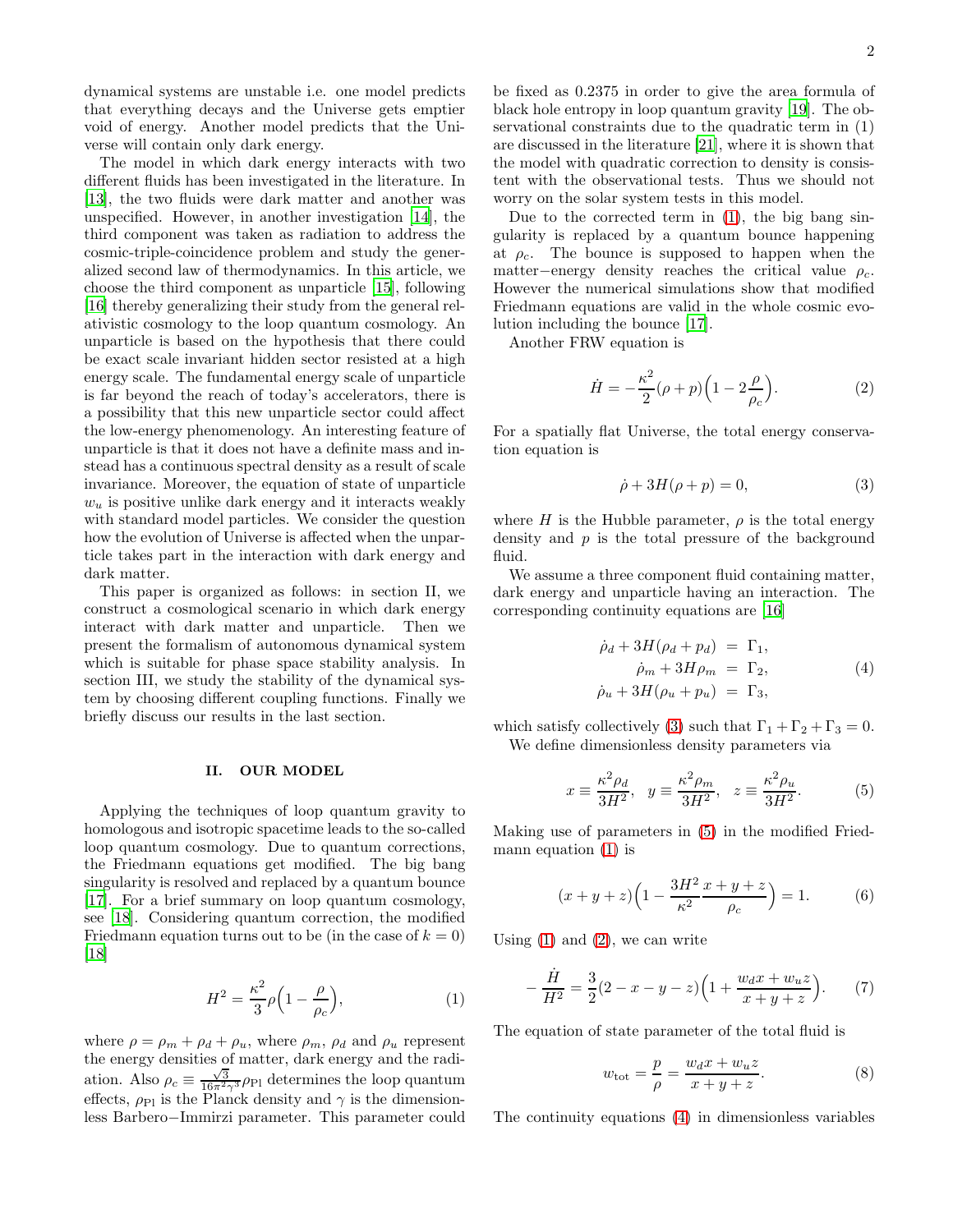dynamical systems are unstable i.e. one model predicts that everything decays and the Universe gets emptier void of energy. Another model predicts that the Universe will contain only dark energy.

The model in which dark energy interacts with two different fluids has been investigated in the literature. In [13], the two fluids were dark matter and another was unspecified. However, in another investigation [14], the third component was taken as radiation to address the cosmic-triple-coincidence problem and study the generalized second law of thermodynamics. In this article, we choose the third component as unparticle [15], following [16] thereby generalizing their study from the general relativistic cosmology to the loop quantum cosmology. An unparticle is based on the hypothesis that there could be exact scale invariant hidden sector resisted at a high energy scale. The fundamental energy scale of unparticle is far beyond the reach of today's accelerators, there is a possibility that this new unparticle sector could affect the low-energy phenomenology. An interesting feature of unparticle is that it does not have a definite mass and instead has a continuous spectral density as a result of scale invariance. Moreover, the equation of state of unparticle $w_u$ is positive unlike dark energy and it interacts weakly with standard model particles. We consider the question how the evolution of Universe is affected when the unparticle takes part in the interaction with dark energy and dark matter.

This paper is organized as follows: in section II, we construct a cosmological scenario in which dark energy interact with dark matter and unparticle. Then we present the formalism of autonomous dynamical system which is suitable for phase space stability analysis. In section III, we study the stability of the dynamical system by choosing different coupling functions. Finally we briefly discuss our results in the last section.

## II. OUR MODEL

Applying the techniques of loop quantum gravity to homologous and isotropic spacetime leads to the so-called loop quantum cosmology. Due to quantum corrections, the Friedmann equations get modified. The big bang singularity is resolved and replaced by a quantum bounce [17]. For a brief summary on loop quantum cosmology, see [18]. Considering quantum correction, the modified Friedmann equation turns out to be (in the case of $k = 0$) [18]

$$H^2 = \frac{\kappa^2}{3}\rho\Big(1 - \frac{\rho}{\rho_c}\Big), \tag{1}$$

where $\rho = \rho_m + \rho_d + \rho_u$, where $\rho_m$, $\rho_d$ and $\rho_u$ represent the energy densities of matter, dark energy and the radiation. Also $\rho_c \equiv \frac{\sqrt{3}}{16\pi^2\gamma^3}\rho_{\rm Pl}$ determines the loop quantum effects, $\rho_{\rm Pl}$ is the Planck density and $\gamma$ is the dimensionless Barbero−Immirzi parameter. This parameter could be fixed as 0.2375 in order to give the area formula of black hole entropy in loop quantum gravity [19]. The observational constraints due to the quadratic term in (1) are discussed in the literature [21], where it is shown that the model with quadratic correction to density is consistent with the observational tests. Thus we should not worry on the solar system tests in this model.

Due to the corrected term in (1), the big bang singularity is replaced by a quantum bounce happening at $\rho_c$. The bounce is supposed to happen when the matter−energy density reaches the critical value $\rho_c$. However the numerical simulations show that modified Friedmann equations are valid in the whole cosmic evolution including the bounce [17].

Another FRW equation is

$$\dot{H} = -\frac{\kappa^2}{2}(\rho + p)\Big(1 - 2\frac{\rho}{\rho_c}\Big). \tag{2}$$

For a spatially flat Universe, the total energy conservation equation is

$$\dot{\rho} + 3H(\rho + p) = 0, \tag{3}$$

where $H$ is the Hubble parameter, $\rho$ is the total energy density and $p$ is the total pressure of the background fluid.

We assume a three component fluid containing matter, dark energy and unparticle having an interaction. The corresponding continuity equations are [16]

$$\begin{aligned} \dot{\rho}_d + 3H(\rho_d + p_d) &= \Gamma_1, \\ \dot{\rho}_m + 3H\rho_m &= \Gamma_2, \\ \dot{\rho}_u + 3H(\rho_u + p_u) &= \Gamma_3, \end{aligned} \tag{4}$$

which satisfy collectively (3) such that $\Gamma_1 + \Gamma_2 + \Gamma_3 = 0$.

We define dimensionless density parameters via

$$x \equiv \frac{\kappa^2\rho_d}{3H^2}, \quad y \equiv \frac{\kappa^2\rho_m}{3H^2}, \quad z \equiv \frac{\kappa^2\rho_u}{3H^2}. \tag{5}$$

Making use of parameters in (5) in the modified Friedmann equation (1) is

$$(x + y + z)\Big(1 - \frac{3H^2}{\kappa^2}\frac{x + y + z}{\rho_c}\Big) = 1. \tag{6}$$

Using (1) and (2), we can write

$$-\frac{\dot{H}}{H^2} = \frac{3}{2}(2 - x - y - z)\Big(1 + \frac{w_d x + w_u z}{x + y + z}\Big). \tag{7}$$

The equation of state parameter of the total fluid is

$$w_{\rm tot} = \frac{p}{\rho} = \frac{w_d x + w_u z}{x + y + z}. \tag{8}$$

The continuity equations (4) in dimensionless variables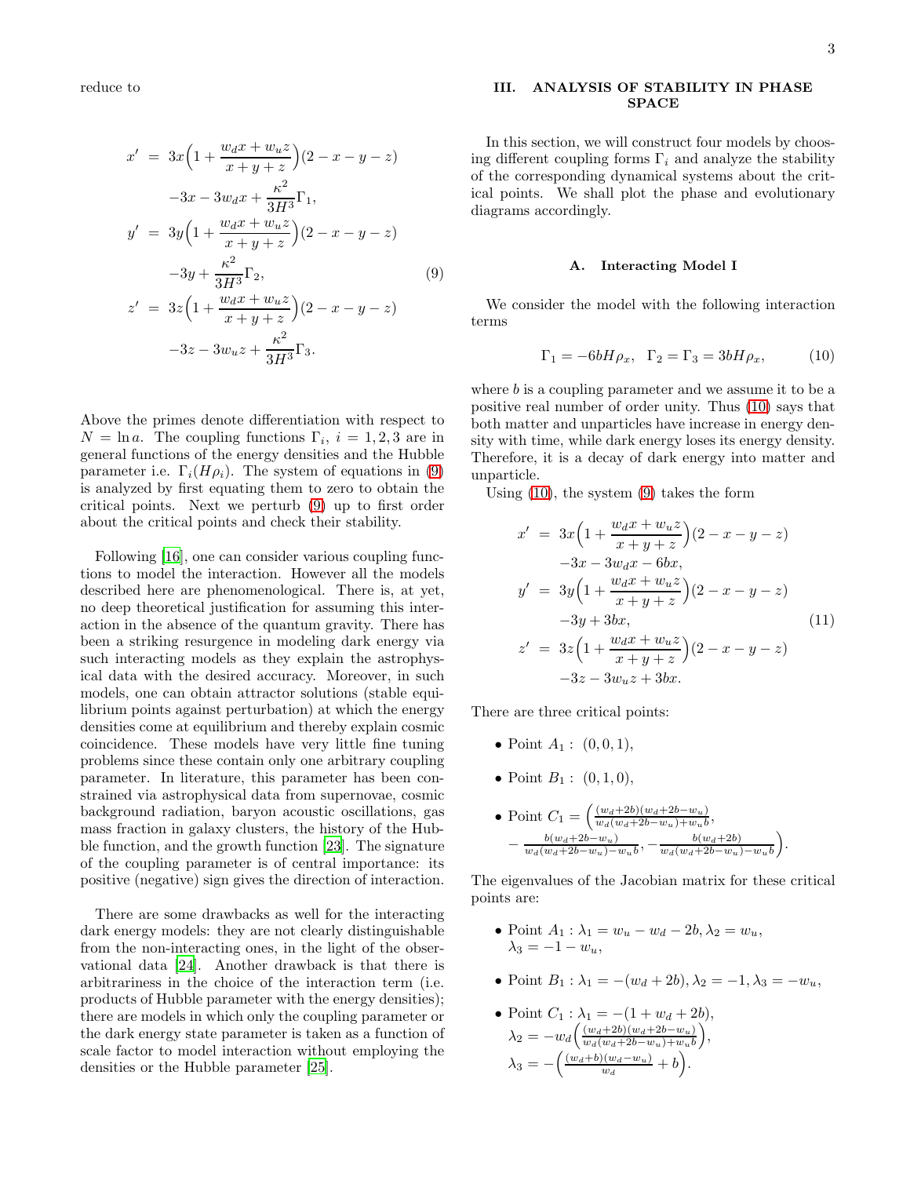reduce to

$$
\begin{aligned}
x' &= 3x\Big(1+\frac{w_d x + w_u z}{x+y+z}\Big)(2-x-y-z) \\
&\quad -3x - 3w_d x + \frac{\kappa^2}{3H^3}\Gamma_1, \\
y' &= 3y\Big(1+\frac{w_d x + w_u z}{x+y+z}\Big)(2-x-y-z) \\
&\quad -3y + \frac{\kappa^2}{3H^3}\Gamma_2, \\
z' &= 3z\Big(1+\frac{w_d x + w_u z}{x+y+z}\Big)(2-x-y-z) \\
&\quad -3z - 3w_u z + \frac{\kappa^2}{3H^3}\Gamma_3.
\end{aligned}
\tag{9}
$$

Above the primes denote differentiation with respect to $N = \ln a$. The coupling functions $\Gamma_i$, $i = 1, 2, 3$ are in general functions of the energy densities and the Hubble parameter i.e. $\Gamma_i(H\rho_i)$. The system of equations in (9) is analyzed by first equating them to zero to obtain the critical points. Next we perturb (9) up to first order about the critical points and check their stability.

Following [16], one can consider various coupling functions to model the interaction. However all the models described here are phenomenological. There is, at yet, no deep theoretical justification for assuming this interaction in the absence of the quantum gravity. There has been a striking resurgence in modeling dark energy via such interacting models as they explain the astrophysical data with the desired accuracy. Moreover, in such models, one can obtain attractor solutions (stable equilibrium points against perturbation) at which the energy densities come at equilibrium and thereby explain cosmic coincidence. These models have very little fine tuning problems since these contain only one arbitrary coupling parameter. In literature, this parameter has been constrained via astrophysical data from supernovae, cosmic background radiation, baryon acoustic oscillations, gas mass fraction in galaxy clusters, the history of the Hubble function, and the growth function [23]. The signature of the coupling parameter is of central importance: its positive (negative) sign gives the direction of interaction.

There are some drawbacks as well for the interacting dark energy models: they are not clearly distinguishable from the non-interacting ones, in the light of the observational data [24]. Another drawback is that there is arbitrariness in the choice of the interaction term (i.e. products of Hubble parameter with the energy densities); there are models in which only the coupling parameter or the dark energy state parameter is taken as a function of scale factor to model interaction without employing the densities or the Hubble parameter [25].

## III. ANALYSIS OF STABILITY IN PHASE SPACE

In this section, we will construct four models by choosing different coupling forms $\Gamma_i$ and analyze the stability of the corresponding dynamical systems about the critical points. We shall plot the phase and evolutionary diagrams accordingly.

### A. Interacting Model I

We consider the model with the following interaction terms

$$
\Gamma_1 = -6bH\rho_x, \quad \Gamma_2 = \Gamma_3 = 3bH\rho_x, \tag{10}
$$

where $b$ is a coupling parameter and we assume it to be a positive real number of order unity. Thus (10) says that both matter and unparticles have increase in energy density with time, while dark energy loses its energy density. Therefore, it is a decay of dark energy into matter and unparticle.

Using (10), the system (9) takes the form

$$
\begin{aligned}
x' &= 3x\Big(1+\frac{w_d x + w_u z}{x+y+z}\Big)(2-x-y-z) \\
&\quad -3x - 3w_d x - 6bx, \\
y' &= 3y\Big(1+\frac{w_d x + w_u z}{x+y+z}\Big)(2-x-y-z) \\
&\quad -3y + 3bx, \\
z' &= 3z\Big(1+\frac{w_d x + w_u z}{x+y+z}\Big)(2-x-y-z) \\
&\quad -3z - 3w_u z + 3bx.
\end{aligned}
\tag{11}
$$

There are three critical points:

- Point $A_1$ : $(0, 0, 1)$,
- Point $B_1$ : $(0, 1, 0)$,
- Point $C_1 = \Big(\frac{(w_d+2b)(w_d+2b-w_u)}{w_d(w_d+2b-w_u)+w_u b}, -\frac{b(w_d+2b-w_u)}{w_d(w_d+2b-w_u)-w_u b}, -\frac{b(w_d+2b)}{w_d(w_d+2b-w_u)-w_u b}\Big)$.

The eigenvalues of the Jacobian matrix for these critical points are:

- Point $A_1$ : $\lambda_1 = w_u - w_d - 2b, \lambda_2 = w_u$, $\lambda_3 = -1 - w_u$,
- Point $B_1$ : $\lambda_1 = -(w_d + 2b), \lambda_2 = -1, \lambda_3 = -w_u$,
- Point $C_1$ : $\lambda_1 = -(1 + w_d + 2b)$, $\lambda_2 = -w_d\Big(\frac{(w_d+2b)(w_d+2b-w_u)}{w_d(w_d+2b-w_u)+w_u b}\Big)$, $\lambda_3 = -\Big(\frac{(w_d+b)(w_d-w_u)}{w_d} + b\Big)$.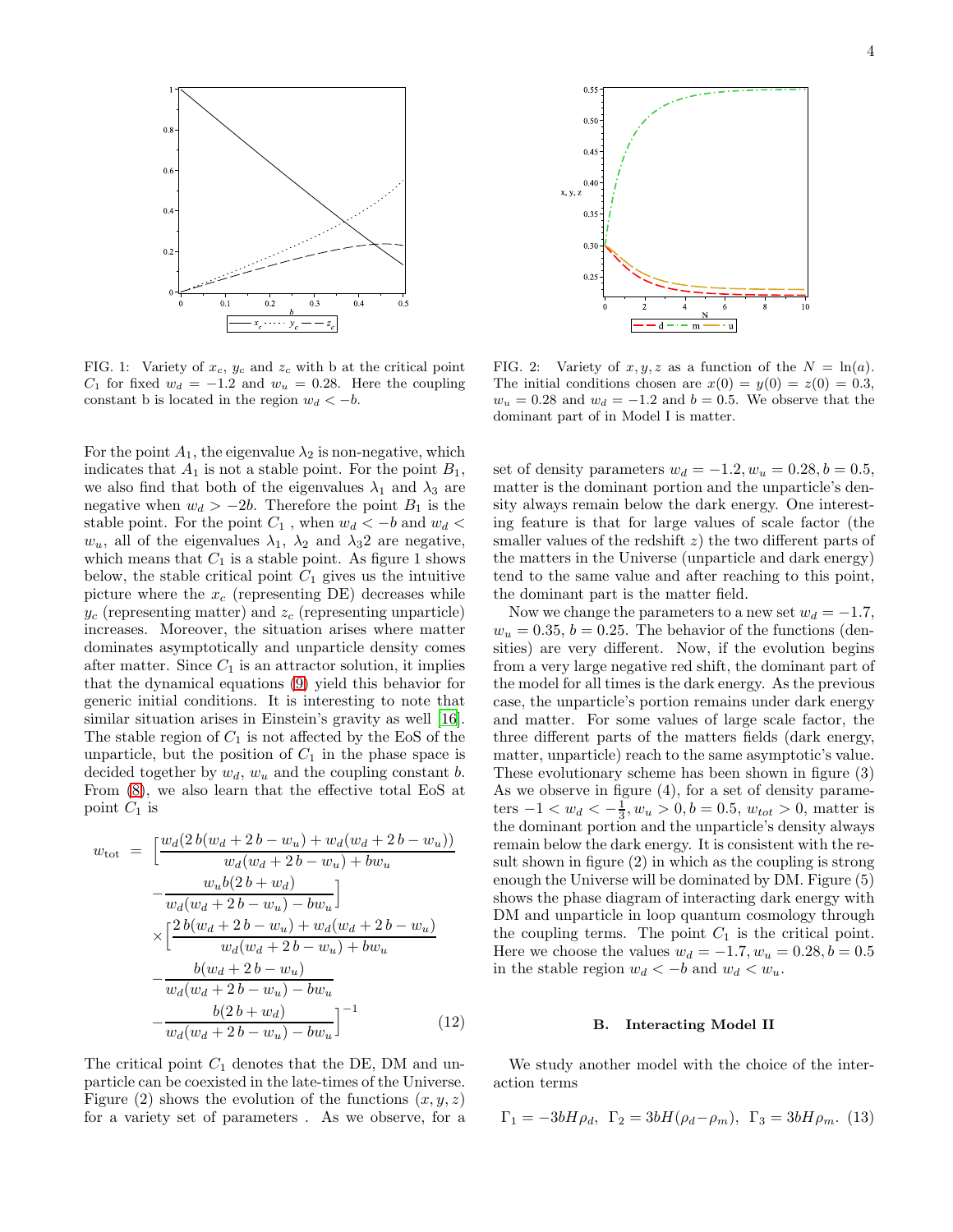FIG. 1: Variety of $x_c$, $y_c$ and $z_c$ with b at the critical point $C_1$ for fixed $w_d = -1.2$ and $w_u = 0.28$. Here the coupling constant b is located in the region $w_d < -b$.

FIG. 2: Variety of $x, y, z$ as a function of the $N = \ln(a)$. The initial conditions chosen are $x(0) = y(0) = z(0) = 0.3$, $w_u = 0.28$ and $w_d = -1.2$ and $b = 0.5$. We observe that the dominant part of in Model I is matter.

For the point $A_1$, the eigenvalue $\lambda_2$ is non-negative, which indicates that $A_1$ is not a stable point. For the point $B_1$, we also find that both of the eigenvalues $\lambda_1$ and $\lambda_3$ are negative when $w_d > -2b$. Therefore the point $B_1$ is the stable point. For the point $C_1$ , when $w_d < -b$ and $w_d < w_u$, all of the eigenvalues $\lambda_1$, $\lambda_2$ and $\lambda_3 2$ are negative, which means that $C_1$ is a stable point. As figure 1 shows below, the stable critical point $C_1$ gives us the intuitive picture where the $x_c$ (representing DE) decreases while $y_c$ (representing matter) and $z_c$ (representing unparticle) increases. Moreover, the situation arises where matter dominates asymptotically and unparticle density comes after matter. Since $C_1$ is an attractor solution, it implies that the dynamical equations (9) yield this behavior for generic initial conditions. It is interesting to note that similar situation arises in Einstein's gravity as well [16]. The stable region of $C_1$ is not affected by the EoS of the unparticle, but the position of $C_1$ in the phase space is decided together by $w_d$, $w_u$ and the coupling constant $b$. From (8), we also learn that the effective total EoS at point $C_1$ is

$$
\begin{aligned}
w_{\rm tot} \;=\; & \Big[\frac{w_d(2\,b(w_d+2\,b-w_u)+w_d(w_d+2\,b-w_u))}{w_d(w_d+2\,b-w_u)+bw_u} \\
& -\frac{w_u b(2\,b+w_d)}{w_d(w_d+2\,b-w_u)-bw_u}\Big] \\
& \times\Big[\frac{2\,b(w_d+2\,b-w_u)+w_d(w_d+2\,b-w_u)}{w_d(w_d+2\,b-w_u)+bw_u} \\
& -\frac{b(w_d+2\,b-w_u)}{w_d(w_d+2\,b-w_u)-bw_u} \\
& -\frac{b(2\,b+w_d)}{w_d(w_d+2\,b-w_u)-bw_u}\Big]^{-1} \qquad (12)
\end{aligned}
$$

The critical point $C_1$ denotes that the DE, DM and unparticle can be coexisted in the late-times of the Universe. Figure (2) shows the evolution of the functions $(x, y, z)$ for a variety set of parameters . As we observe, for a set of density parameters $w_d = -1.2, w_u = 0.28, b = 0.5$, matter is the dominant portion and the unparticle's density always remain below the dark energy. One interesting feature is that for large values of scale factor (the smaller values of the redshift $z$) the two different parts of the matters in the Universe (unparticle and dark energy) tend to the same value and after reaching to this point, the dominant part is the matter field.

Now we change the parameters to a new set $w_d = -1.7$, $w_u = 0.35$, $b = 0.25$. The behavior of the functions (densities) are very different. Now, if the evolution begins from a very large negative red shift, the dominant part of the model for all times is the dark energy. As the previous case, the unparticle's portion remains under dark energy and matter. For some values of large scale factor, the three different parts of the matters fields (dark energy, matter, unparticle) reach to the same asymptotic's value. These evolutionary scheme has been shown in figure (3) As we observe in figure (4), for a set of density parameters $-1 < w_d < -\frac{1}{3}, w_u > 0, b = 0.5, w_{tot} > 0$, matter is the dominant portion and the unparticle's density always remain below the dark energy. It is consistent with the result shown in figure (2) in which as the coupling is strong enough the Universe will be dominated by DM. Figure (5) shows the phase diagram of interacting dark energy with DM and unparticle in loop quantum cosmology through the coupling terms. The point $C_1$ is the critical point. Here we choose the values $w_d = -1.7, w_u = 0.28, b = 0.5$ in the stable region $w_d < -b$ and $w_d < w_u$.

### B. Interacting Model II

We study another model with the choice of the interaction terms

$$
\Gamma_1 = -3bH\rho_d,\;\; \Gamma_2 = 3bH(\rho_d-\rho_m),\;\; \Gamma_3 = 3bH\rho_m. \qquad (13)
$$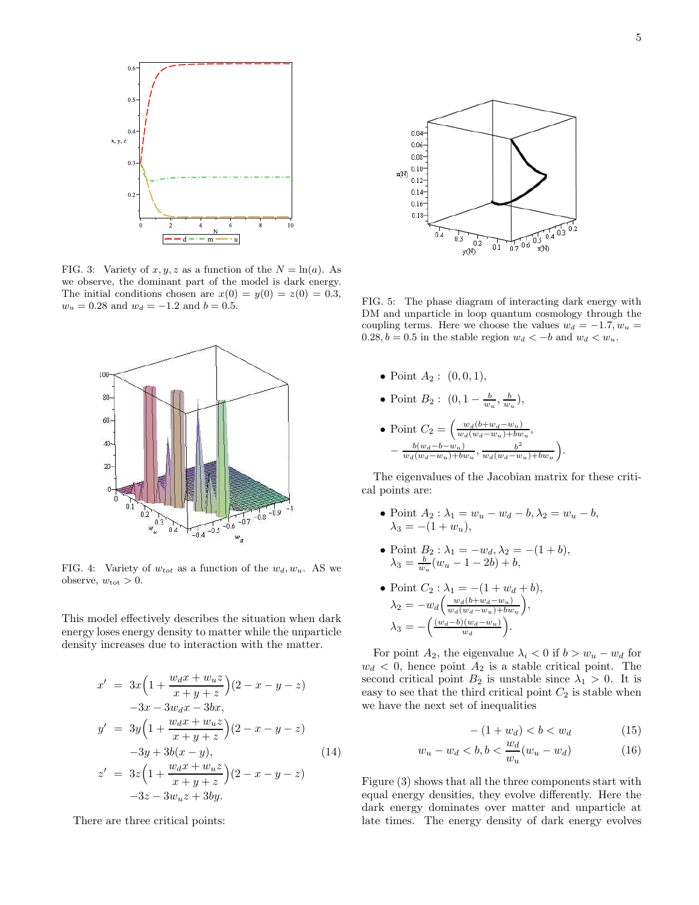FIG. 3: Variety of $x, y, z$ as a function of the $N = \ln(a)$. As we observe, the dominant part of the model is dark energy. The initial conditions chosen are $x(0) = y(0) = z(0) = 0.3$, $w_u = 0.28$ and $w_d = -1.2$ and $b = 0.5$.

FIG. 4: Variety of $w_{tot}$ as a function of the $w_d, w_u$. AS we observe, $w_{tot} > 0$.

This model effectively describes the situation when dark energy loses energy density to matter while the unparticle density increases due to interaction with the matter.

$$
\begin{aligned}
x' &= 3x\Big(1 + \frac{w_d x + w_u z}{x+y+z}\Big)(2 - x - y - z) \\
&\quad -3x - 3w_d x - 3bx, \\
y' &= 3y\Big(1 + \frac{w_d x + w_u z}{x+y+z}\Big)(2 - x - y - z) \\
&\quad -3y + 3b(x - y), \qquad\qquad (14) \\
z' &= 3z\Big(1 + \frac{w_d x + w_u z}{x+y+z}\Big)(2 - x - y - z) \\
&\quad -3z - 3w_u z + 3by.
\end{aligned}
$$

There are three critical points:

FIG. 5: The phase diagram of interacting dark energy with DM and unparticle in loop quantum cosmology through the coupling terms. Here we choose the values $w_d = -1.7, w_u = 0.28, b = 0.5$ in the stable region $w_d < -b$ and $w_d < w_u$.

- Point $A_2$ : $(0, 0, 1)$,
- Point $B_2$ : $(0, 1 - \frac{b}{w_u}, \frac{b}{w_u})$,
- Point $C_2 = \Big(\frac{w_d(b+w_d-w_u)}{w_d(w_d-w_u)+bw_u}, -\frac{b(w_d-b-w_u)}{w_d(w_d-w_u)+bw_u}, \frac{b^2}{w_d(w_d-w_u)+bw_u}\Big)$.

The eigenvalues of the Jacobian matrix for these critical points are:

- Point $A_2$ : $\lambda_1 = w_u - w_d - b, \lambda_2 = w_u - b$, $\lambda_3 = -(1 + w_u)$,
- Point $B_2$ : $\lambda_1 = -w_d, \lambda_2 = -(1 + b)$, $\lambda_3 = \frac{b}{w_u}(w_u - 1 - 2b) + b$,
- Point $C_2$ : $\lambda_1 = -(1 + w_d + b)$, $\lambda_2 = -w_d\Big(\frac{w_d(b+w_d-w_u)}{w_d(w_d-w_u)+bw_u}\Big)$, $\lambda_3 = -\Big(\frac{(w_d-b)(w_d-w_u)}{w_d}\Big)$.

For point $A_2$, the eigenvalue $\lambda_i < 0$ if $b > w_u - w_d$ for $w_d < 0$, hence point $A_2$ is a stable critical point. The second critical point $B_2$ is unstable since $\lambda_1 > 0$. It is easy to see that the third critical point $C_2$ is stable when we have the next set of inequalities

$$
-(1 + w_d) < b < w_d \qquad (15)
$$

$$
w_u - w_d < b, b < \frac{w_d}{w_u}(w_u - w_d) \qquad (16)
$$

Figure (3) shows that all the three components start with equal energy densities, they evolve differently. Here the dark energy dominates over matter and unparticle at late times. The energy density of dark energy evolves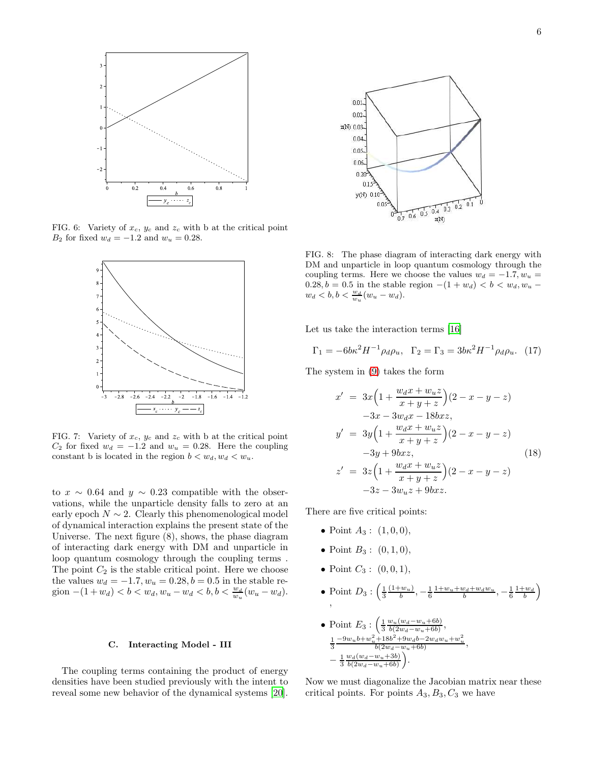FIG. 6: Variety of $x_c$, $y_c$ and $z_c$ with b at the critical point $B_2$ for fixed $w_d = -1.2$ and $w_u = 0.28$.

FIG. 7: Variety of $x_c$, $y_c$ and $z_c$ with b at the critical point $C_2$ for fixed $w_d = -1.2$ and $w_u = 0.28$. Here the coupling constant b is located in the region $b < w_d, w_d < w_u$.

to $x \sim 0.64$ and $y \sim 0.23$ compatible with the observations, while the unparticle density falls to zero at an early epoch $N \sim 2$. Clearly this phenomenological model of dynamical interaction explains the present state of the Universe. The next figure (8), shows, the phase diagram of interacting dark energy with DM and unparticle in loop quantum cosmology through the coupling terms . The point $C_2$ is the stable critical point. Here we choose the values $w_d = -1.7, w_u = 0.28, b = 0.5$ in the stable region $-(1+w_d) < b < w_d, w_u - w_d < b, b < \frac{w_d}{w_u}(w_u - w_d)$.

### C. Interacting Model - III

The coupling terms containing the product of energy densities have been studied previously with the intent to reveal some new behavior of the dynamical systems [20].

FIG. 8: The phase diagram of interacting dark energy with DM and unparticle in loop quantum cosmology through the coupling terms. Here we choose the values $w_d = -1.7, w_u = 0.28, b = 0.5$ in the stable region $-(1+w_d) < b < w_d, w_u - w_d < b, b < \frac{w_d}{w_u}(w_u - w_d)$.

Let us take the interaction terms [16]

$$\Gamma_1 = -6b\kappa^2 H^{-1}\rho_d\rho_u, \quad \Gamma_2 = \Gamma_3 = 3b\kappa^2 H^{-1}\rho_d\rho_u. \quad (17)$$

The system in (9) takes the form

$$
\begin{aligned}
x' &= 3x\Big(1+\frac{w_d x + w_u z}{x+y+z}\Big)(2-x-y-z) \\
&\quad -3x - 3w_d x - 18bxz, \\
y' &= 3y\Big(1+\frac{w_d x + w_u z}{x+y+z}\Big)(2-x-y-z) \\
&\quad -3y + 9bxz, \qquad\qquad\qquad\qquad (18)\\
z' &= 3z\Big(1+\frac{w_d x + w_u z}{x+y+z}\Big)(2-x-y-z) \\
&\quad -3z - 3w_u z + 9bxz.
\end{aligned}
$$

There are five critical points:

- Point $A_3$ : $(1, 0, 0)$,
- Point $B_3$ : $(0, 1, 0)$,
- Point $C_3$ : $(0, 0, 1)$,
- Point $D_3$ : $\Big(\frac{1}{3}\frac{(1+w_u)}{b}, -\frac{1}{6}\frac{1+w_u+w_d+w_d w_u}{b}, -\frac{1}{6}\frac{1+w_d}{b}\Big)$ ,
- Point $E_3$ : $\Big(\frac{1}{3}\frac{w_u(w_d-w_u+6b)}{b(2w_d-w_u+6b)}, \frac{1}{3}\frac{-9w_u b+w_u^2+18b^2+9w_d b-2w_d w_u+w_u^2}{b(2w_d-w_u+6b)}, -\frac{1}{3}\frac{w_d(w_d-w_u+3b)}{b(2w_d-w_u+6b)}\Big)$.

Now we must diagonalize the Jacobian matrix near these critical points. For points $A_3, B_3, C_3$ we have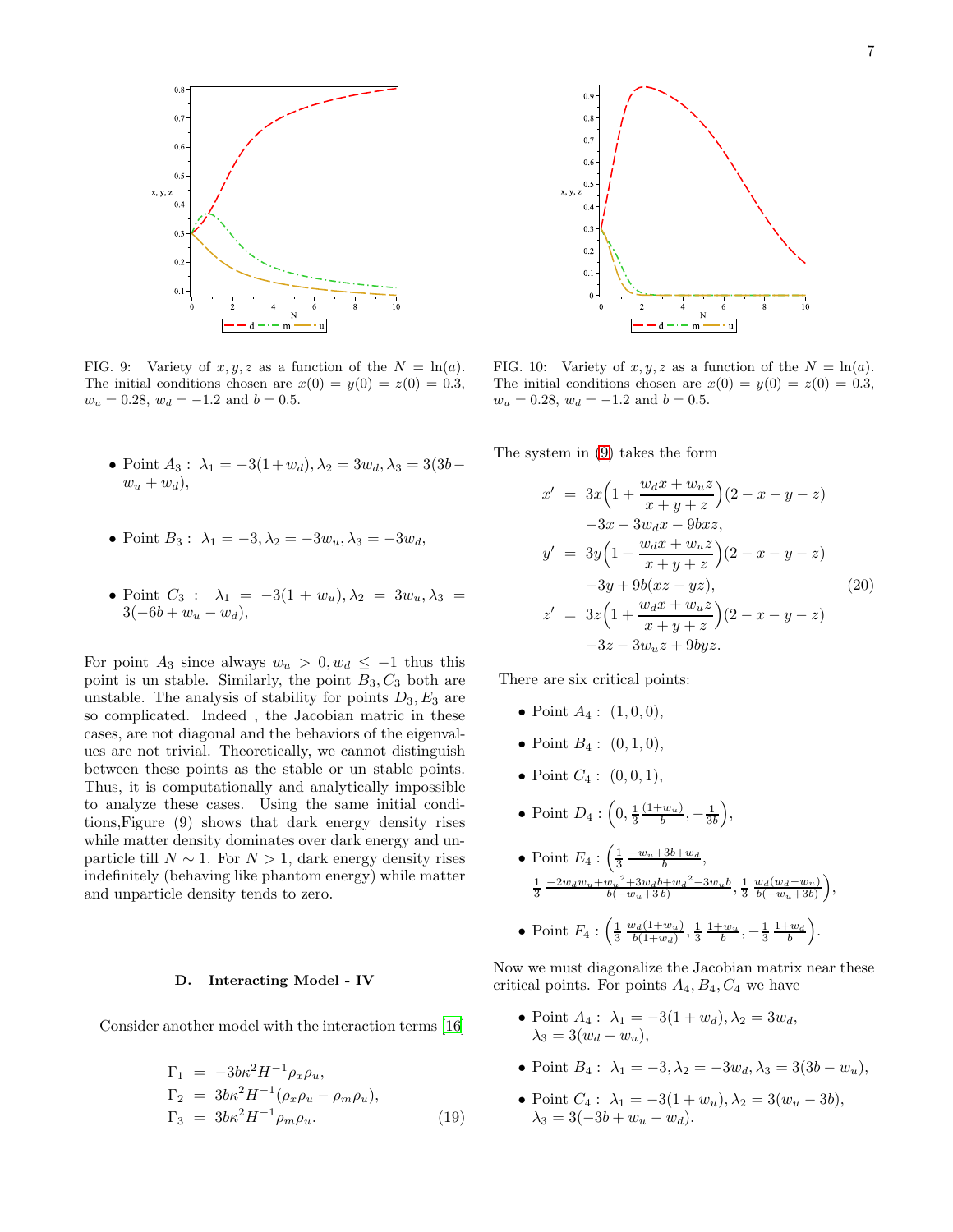FIG. 9: Variety of $x, y, z$ as a function of the $N = \ln(a)$. The initial conditions chosen are $x(0) = y(0) = z(0) = 0.3$, $w_u = 0.28$, $w_d = -1.2$ and $b = 0.5$.

FIG. 10: Variety of $x, y, z$ as a function of the $N = \ln(a)$. The initial conditions chosen are $x(0) = y(0) = z(0) = 0.3$, $w_u = 0.28$, $w_d = -1.2$ and $b = 0.5$.

- Point $A_3$ : $\lambda_1 = -3(1+w_d), \lambda_2 = 3w_d, \lambda_3 = 3(3b - w_u + w_d)$,
- Point $B_3$ : $\lambda_1 = -3, \lambda_2 = -3w_u, \lambda_3 = -3w_d$,
- Point $C_3$ : $\lambda_1 = -3(1+w_u), \lambda_2 = 3w_u, \lambda_3 = 3(-6b + w_u - w_d)$,

For point $A_3$ since always $w_u > 0, w_d \leq -1$ thus this point is un stable. Similarly, the point $B_3, C_3$ both are unstable. The analysis of stability for points $D_3, E_3$ are so complicated. Indeed , the Jacobian matric in these cases, are not diagonal and the behaviors of the eigenvalues are not trivial. Theoretically, we cannot distinguish between these points as the stable or un stable points. Thus, it is computationally and analytically impossible to analyze these cases. Using the same initial conditions,Figure (9) shows that dark energy density rises while matter density dominates over dark energy and unparticle till $N \sim 1$. For $N > 1$, dark energy density rises indefinitely (behaving like phantom energy) while matter and unparticle density tends to zero.

### D. Interacting Model - IV

Consider another model with the interaction terms [16]

$$
\begin{aligned}
\Gamma_1 &= -3b\kappa^2 H^{-1}\rho_x\rho_u, \\
\Gamma_2 &= 3b\kappa^2 H^{-1}(\rho_x\rho_u - \rho_m\rho_u), \\
\Gamma_3 &= 3b\kappa^2 H^{-1}\rho_m\rho_u. \qquad (19)
\end{aligned}
$$

The system in (9) takes the form

$$
\begin{aligned}
x' &= 3x\Big(1+\frac{w_d x + w_u z}{x+y+z}\Big)(2-x-y-z) \\
&\quad -3x - 3w_d x - 9bxz, \\
y' &= 3y\Big(1+\frac{w_d x + w_u z}{x+y+z}\Big)(2-x-y-z) \\
&\quad -3y + 9b(xz - yz), \qquad (20) \\
z' &= 3z\Big(1+\frac{w_d x + w_u z}{x+y+z}\Big)(2-x-y-z) \\
&\quad -3z - 3w_u z + 9byz.
\end{aligned}
$$

There are six critical points:

- Point $A_4$ : $(1, 0, 0)$,
- Point $B_4$ : $(0, 1, 0)$,
- Point $C_4$ : $(0, 0, 1)$,
- Point $D_4$ : $\Big(0, \frac{1}{3}\frac{(1+w_u)}{b}, -\frac{1}{3b}\Big)$,
- Point $E_4$ : $\Big(\frac{1}{3}\frac{-w_u+3b+w_d}{b}, \frac{1}{3}\frac{-2w_d w_u + {w_u}^2 + 3w_d b + {w_d}^2 - 3w_u b}{b(-w_u+3b)}, \frac{1}{3}\frac{w_d(w_d-w_u)}{b(-w_u+3b)}\Big)$,
- Point $F_4$ : $\Big(\frac{1}{3}\frac{w_d(1+w_u)}{b(1+w_d)}, \frac{1}{3}\frac{1+w_u}{b}, -\frac{1}{3}\frac{1+w_d}{b}\Big)$.

Now we must diagonalize the Jacobian matrix near these critical points. For points $A_4, B_4, C_4$ we have

- Point $A_4$ : $\lambda_1 = -3(1+w_d), \lambda_2 = 3w_d$, $\lambda_3 = 3(w_d - w_u)$,
- Point $B_4$ : $\lambda_1 = -3, \lambda_2 = -3w_d, \lambda_3 = 3(3b - w_u)$,
- Point $C_4$ : $\lambda_1 = -3(1+w_u), \lambda_2 = 3(w_u - 3b)$, $\lambda_3 = 3(-3b + w_u - w_d)$.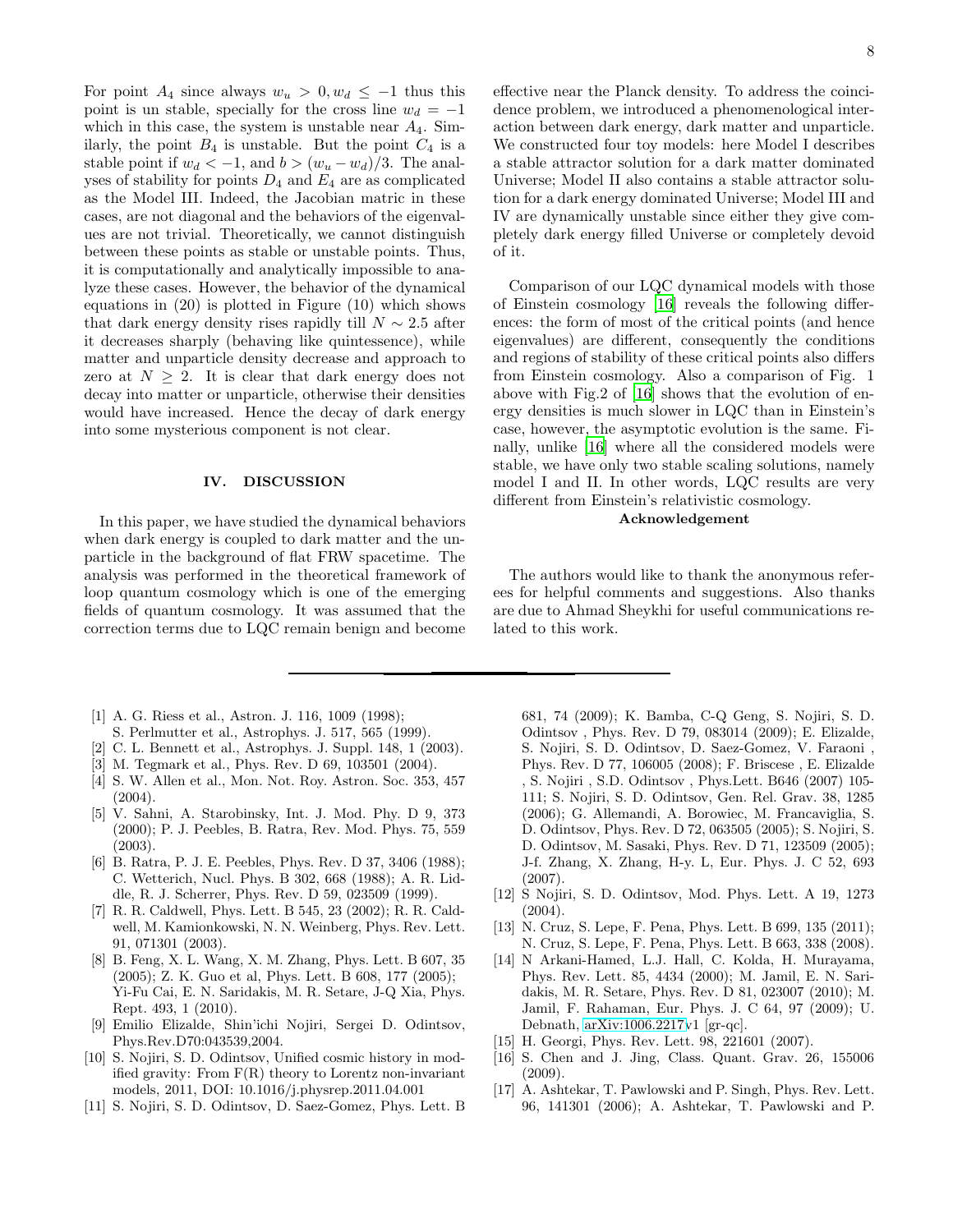For point $A_4$ since always $w_u > 0, w_d \leq -1$ thus this point is un stable, specially for the cross line $w_d = -1$ which in this case, the system is unstable near $A_4$. Similarly, the point $B_4$ is unstable. But the point $C_4$ is a stable point if $w_d < -1$, and $b > (w_u - w_d)/3$. The analyses of stability for points $D_4$ and $E_4$ are as complicated as the Model III. Indeed, the Jacobian matric in these cases, are not diagonal and the behaviors of the eigenvalues are not trivial. Theoretically, we cannot distinguish between these points as stable or unstable points. Thus, it is computationally and analytically impossible to analyze these cases. However, the behavior of the dynamical equations in (20) is plotted in Figure (10) which shows that dark energy density rises rapidly till $N \sim 2.5$ after it decreases sharply (behaving like quintessence), while matter and unparticle density decrease and approach to zero at $N \geq 2$. It is clear that dark energy does not decay into matter or unparticle, otherwise their densities would have increased. Hence the decay of dark energy into some mysterious component is not clear.

## IV. DISCUSSION

In this paper, we have studied the dynamical behaviors when dark energy is coupled to dark matter and the unparticle in the background of flat FRW spacetime. The analysis was performed in the theoretical framework of loop quantum cosmology which is one of the emerging fields of quantum cosmology. It was assumed that the correction terms due to LQC remain benign and become effective near the Planck density. To address the coincidence problem, we introduced a phenomenological interaction between dark energy, dark matter and unparticle. We constructed four toy models: here Model I describes a stable attractor solution for a dark matter dominated Universe; Model II also contains a stable attractor solution for a dark energy dominated Universe; Model III and IV are dynamically unstable since either they give completely dark energy filled Universe or completely devoid of it.

Comparison of our LQC dynamical models with those of Einstein cosmology [16] reveals the following differences: the form of most of the critical points (and hence eigenvalues) are different, consequently the conditions and regions of stability of these critical points also differs from Einstein cosmology. Also a comparison of Fig. 1 above with Fig.2 of [16] shows that the evolution of energy densities is much slower in LQC than in Einstein's case, however, the asymptotic evolution is the same. Finally, unlike [16] where all the considered models were stable, we have only two stable scaling solutions, namely model I and II. In other words, LQC results are very different from Einstein's relativistic cosmology.

**Acknowledgement**

The authors would like to thank the anonymous referees for helpful comments and suggestions. Also thanks are due to Ahmad Sheykhi for useful communications related to this work.

---

- [1] A. G. Riess et al., Astron. J. 116, 1009 (1998); S. Perlmutter et al., Astrophys. J. 517, 565 (1999).
- [2] C. L. Bennett et al., Astrophys. J. Suppl. 148, 1 (2003).
- [3] M. Tegmark et al., Phys. Rev. D 69, 103501 (2004).
- [4] S. W. Allen et al., Mon. Not. Roy. Astron. Soc. 353, 457 (2004).
- [5] V. Sahni, A. Starobinsky, Int. J. Mod. Phy. D 9, 373 (2000); P. J. Peebles, B. Ratra, Rev. Mod. Phys. 75, 559 (2003).
- [6] B. Ratra, P. J. E. Peebles, Phys. Rev. D 37, 3406 (1988); C. Wetterich, Nucl. Phys. B 302, 668 (1988); A. R. Liddle, R. J. Scherrer, Phys. Rev. D 59, 023509 (1999).
- [7] R. R. Caldwell, Phys. Lett. B 545, 23 (2002); R. R. Caldwell, M. Kamionkowski, N. N. Weinberg, Phys. Rev. Lett. 91, 071301 (2003).
- [8] B. Feng, X. L. Wang, X. M. Zhang, Phys. Lett. B 607, 35 (2005); Z. K. Guo et al, Phys. Lett. B 608, 177 (2005); Yi-Fu Cai, E. N. Saridakis, M. R. Setare, J-Q Xia, Phys. Rept. 493, 1 (2010).
- [9] Emilio Elizalde, Shin'ichi Nojiri, Sergei D. Odintsov, Phys.Rev.D70:043539,2004.
- [10] S. Nojiri, S. D. Odintsov, Unified cosmic history in modified gravity: From F(R) theory to Lorentz non-invariant models, 2011, DOI: 10.1016/j.physrep.2011.04.001
- [11] S. Nojiri, S. D. Odintsov, D. Saez-Gomez, Phys. Lett. B 681, 74 (2009); K. Bamba, C-Q Geng, S. Nojiri, S. D. Odintsov , Phys. Rev. D 79, 083014 (2009); E. Elizalde, S. Nojiri, S. D. Odintsov, D. Saez-Gomez, V. Faraoni , Phys. Rev. D 77, 106005 (2008); F. Briscese , E. Elizalde , S. Nojiri , S.D. Odintsov , Phys.Lett. B646 (2007) 105-111; S. Nojiri, S. D. Odintsov, Gen. Rel. Grav. 38, 1285 (2006); G. Allemandi, A. Borowiec, M. Francaviglia, S. D. Odintsov, Phys. Rev. D 72, 063505 (2005); S. Nojiri, S. D. Odintsov, M. Sasaki, Phys. Rev. D 71, 123509 (2005); J-f. Zhang, X. Zhang, H-y. L, Eur. Phys. J. C 52, 693 (2007).
- [12] S Nojiri, S. D. Odintsov, Mod. Phys. Lett. A 19, 1273 (2004).
- [13] N. Cruz, S. Lepe, F. Pena, Phys. Lett. B 699, 135 (2011); N. Cruz, S. Lepe, F. Pena, Phys. Lett. B 663, 338 (2008).
- [14] N Arkani-Hamed, L.J. Hall, C. Kolda, H. Murayama, Phys. Rev. Lett. 85, 4434 (2000); M. Jamil, E. N. Saridakis, M. R. Setare, Phys. Rev. D 81, 023007 (2010); M. Jamil, F. Rahaman, Eur. Phys. J. C 64, 97 (2009); U. Debnath, arXiv:1006.2217v1 [gr-qc].
- [15] H. Georgi, Phys. Rev. Lett. 98, 221601 (2007).
- [16] S. Chen and J. Jing, Class. Quant. Grav. 26, 155006 (2009).
- [17] A. Ashtekar, T. Pawlowski and P. Singh, Phys. Rev. Lett. 96, 141301 (2006); A. Ashtekar, T. Pawlowski and P.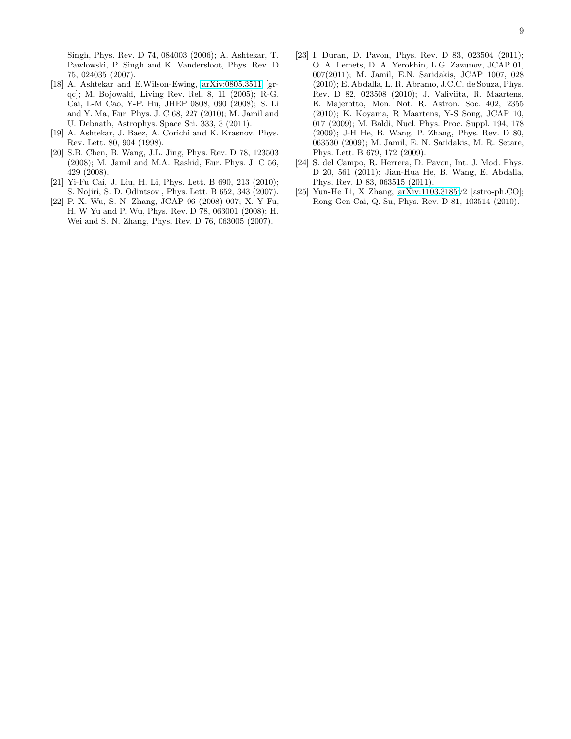Singh, Phys. Rev. D 74, 084003 (2006); A. Ashtekar, T. Pawlowski, P. Singh and K. Vandersloot, Phys. Rev. D 75, 024035 (2007).

[18] A. Ashtekar and E.Wilson-Ewing, arXiv:0805.3511 [gr-qc]; M. Bojowald, Living Rev. Rel. 8, 11 (2005); R-G. Cai, L-M Cao, Y-P. Hu, JHEP 0808, 090 (2008); S. Li and Y. Ma, Eur. Phys. J. C 68, 227 (2010); M. Jamil and U. Debnath, Astrophys. Space Sci. 333, 3 (2011).

[19] A. Ashtekar, J. Baez, A. Corichi and K. Krasnov, Phys. Rev. Lett. 80, 904 (1998).

[20] S.B. Chen, B. Wang, J.L. Jing, Phys. Rev. D 78, 123503 (2008); M. Jamil and M.A. Rashid, Eur. Phys. J. C 56, 429 (2008).

[21] Yi-Fu Cai, J. Liu, H. Li, Phys. Lett. B 690, 213 (2010); S. Nojiri, S. D. Odintsov , Phys. Lett. B 652, 343 (2007).

[22] P. X. Wu, S. N. Zhang, JCAP 06 (2008) 007; X. Y Fu, H. W Yu and P. Wu, Phys. Rev. D 78, 063001 (2008); H. Wei and S. N. Zhang, Phys. Rev. D 76, 063005 (2007).

[23] I. Duran, D. Pavon, Phys. Rev. D 83, 023504 (2011); O. A. Lemets, D. A. Yerokhin, L.G. Zazunov, JCAP 01, 007(2011); M. Jamil, E.N. Saridakis, JCAP 1007, 028 (2010); E. Abdalla, L. R. Abramo, J.C.C. de Souza, Phys. Rev. D 82, 023508 (2010); J. Valiviita, R. Maartens, E. Majerotto, Mon. Not. R. Astron. Soc. 402, 2355 (2010); K. Koyama, R Maartens, Y-S Song, JCAP 10, 017 (2009); M. Baldi, Nucl. Phys. Proc. Suppl. 194, 178 (2009); J-H He, B. Wang, P. Zhang, Phys. Rev. D 80, 063530 (2009); M. Jamil, E. N. Saridakis, M. R. Setare, Phys. Lett. B 679, 172 (2009).

[24] S. del Campo, R. Herrera, D. Pavon, Int. J. Mod. Phys. D 20, 561 (2011); Jian-Hua He, B. Wang, E. Abdalla, Phys. Rev. D 83, 063515 (2011).

[25] Yun-He Li, X Zhang, arXiv:1103.3185v2 [astro-ph.CO]; Rong-Gen Cai, Q. Su, Phys. Rev. D 81, 103514 (2010).